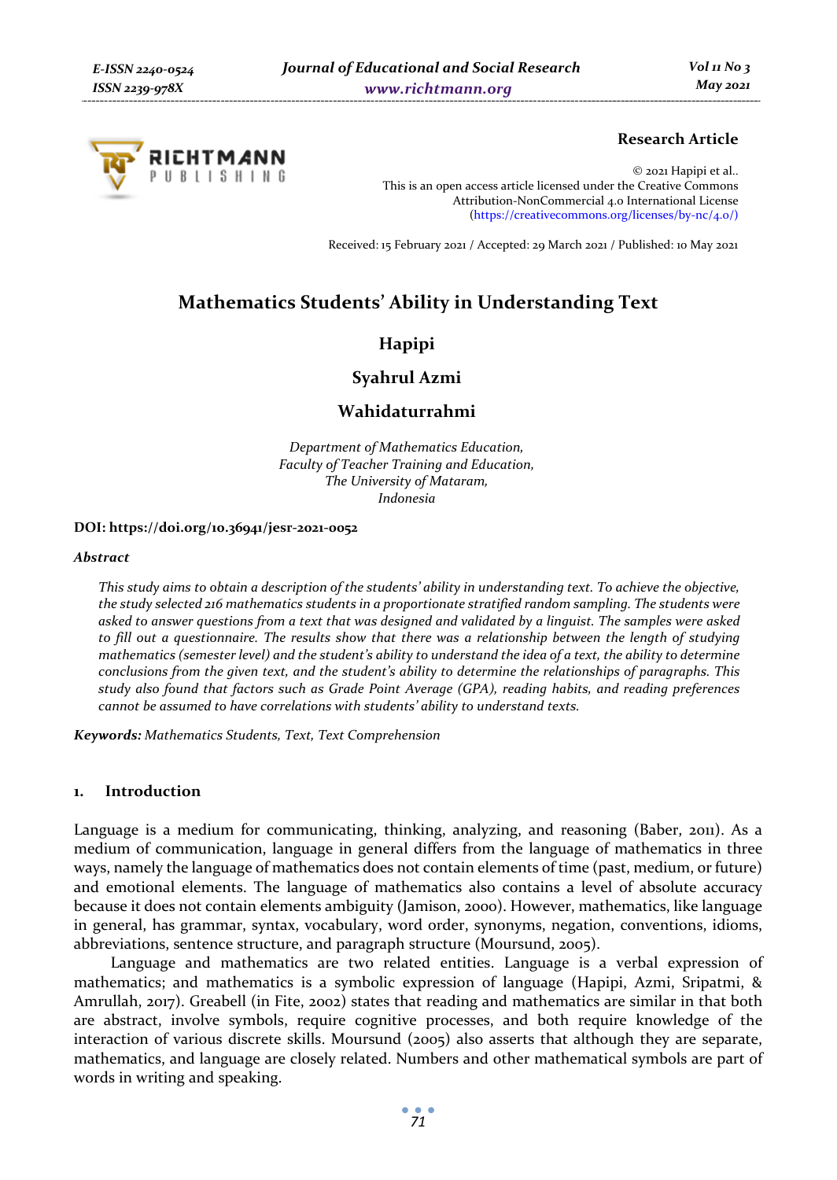**Research Article**

© 2021 Hapipi et al..
This is an open access article licensed under the Creative Commons Attribution-NonCommercial 4.0 International License (https://creativecommons.org/licenses/by-nc/4.0/)

Received: 15 February 2021 / Accepted: 29 March 2021 / Published: 10 May 2021

# Mathematics Students' Ability in Understanding Text

**Hapipi**

**Syahrul Azmi**

**Wahidaturrahmi**

*Department of Mathematics Education,*
*Faculty of Teacher Training and Education,*
*The University of Mataram,*
*Indonesia*

**DOI: https://doi.org/10.36941/jesr-2021-0052**

### *Abstract*

*This study aims to obtain a description of the students' ability in understanding text. To achieve the objective, the study selected 216 mathematics students in a proportionate stratified random sampling. The students were asked to answer questions from a text that was designed and validated by a linguist. The samples were asked to fill out a questionnaire. The results show that there was a relationship between the length of studying mathematics (semester level) and the student's ability to understand the idea of a text, the ability to determine conclusions from the given text, and the student's ability to determine the relationships of paragraphs. This study also found that factors such as Grade Point Average (GPA), reading habits, and reading preferences cannot be assumed to have correlations with students' ability to understand texts.*

**Keywords:** *Mathematics Students, Text, Text Comprehension*

## 1. Introduction

Language is a medium for communicating, thinking, analyzing, and reasoning (Baber, 2011). As a medium of communication, language in general differs from the language of mathematics in three ways, namely the language of mathematics does not contain elements of time (past, medium, or future) and emotional elements. The language of mathematics also contains a level of absolute accuracy because it does not contain elements ambiguity (Jamison, 2000). However, mathematics, like language in general, has grammar, syntax, vocabulary, word order, synonyms, negation, conventions, idioms, abbreviations, sentence structure, and paragraph structure (Moursund, 2005).

Language and mathematics are two related entities. Language is a verbal expression of mathematics; and mathematics is a symbolic expression of language (Hapipi, Azmi, Sripatmi, & Amrullah, 2017). Greabell (in Fite, 2002) states that reading and mathematics are similar in that both are abstract, involve symbols, require cognitive processes, and both require knowledge of the interaction of various discrete skills. Moursund (2005) also asserts that although they are separate, mathematics, and language are closely related. Numbers and other mathematical symbols are part of words in writing and speaking.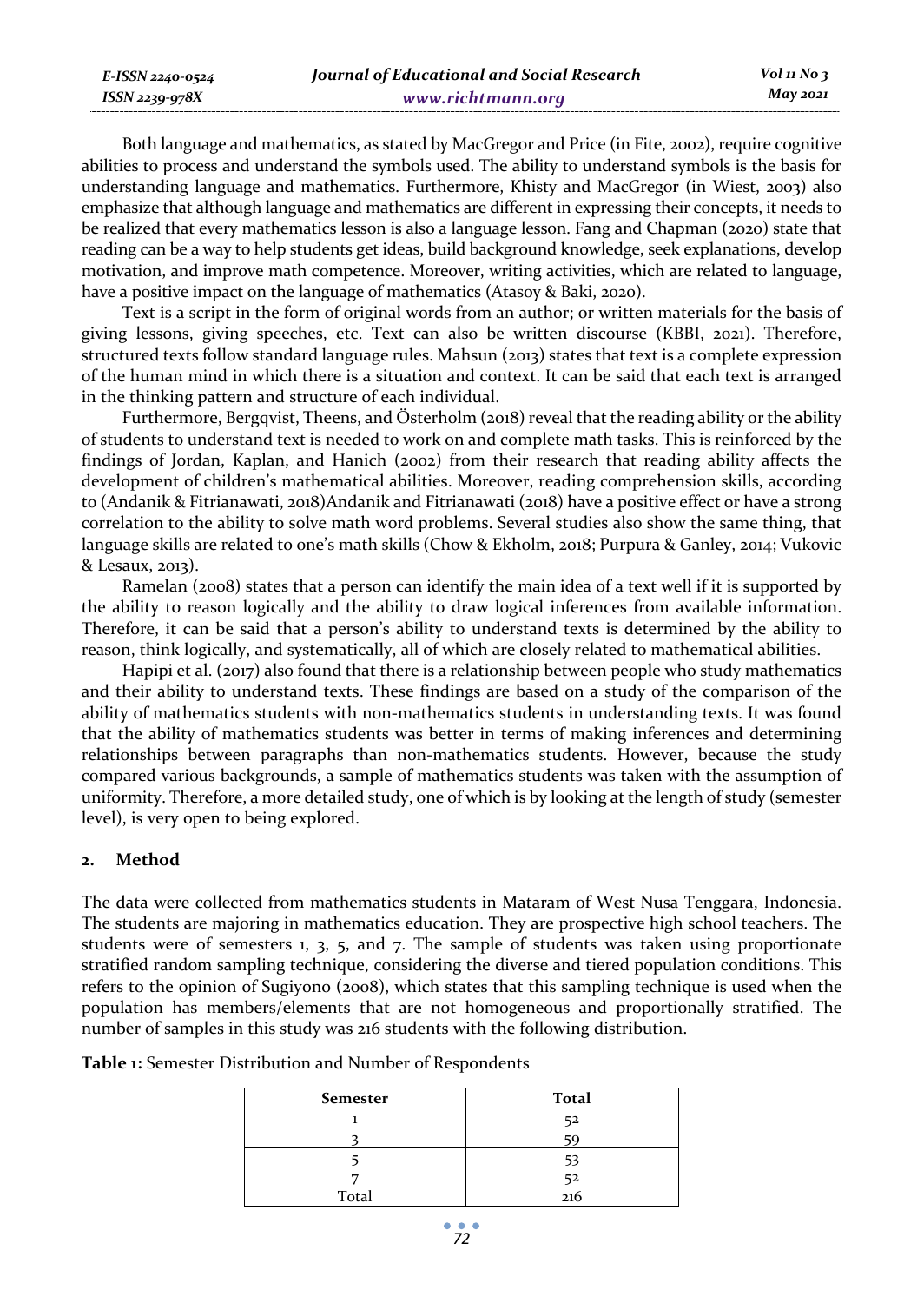Both language and mathematics, as stated by MacGregor and Price (in Fite, 2002), require cognitive abilities to process and understand the symbols used. The ability to understand symbols is the basis for understanding language and mathematics. Furthermore, Khisty and MacGregor (in Wiest, 2003) also emphasize that although language and mathematics are different in expressing their concepts, it needs to be realized that every mathematics lesson is also a language lesson. Fang and Chapman (2020) state that reading can be a way to help students get ideas, build background knowledge, seek explanations, develop motivation, and improve math competence. Moreover, writing activities, which are related to language, have a positive impact on the language of mathematics (Atasoy & Baki, 2020).

Text is a script in the form of original words from an author; or written materials for the basis of giving lessons, giving speeches, etc. Text can also be written discourse (KBBI, 2021). Therefore, structured texts follow standard language rules. Mahsun (2013) states that text is a complete expression of the human mind in which there is a situation and context. It can be said that each text is arranged in the thinking pattern and structure of each individual.

Furthermore, Bergqvist, Theens, and Österholm (2018) reveal that the reading ability or the ability of students to understand text is needed to work on and complete math tasks. This is reinforced by the findings of Jordan, Kaplan, and Hanich (2002) from their research that reading ability affects the development of children's mathematical abilities. Moreover, reading comprehension skills, according to (Andanik & Fitrianawati, 2018)Andanik and Fitrianawati (2018) have a positive effect or have a strong correlation to the ability to solve math word problems. Several studies also show the same thing, that language skills are related to one's math skills (Chow & Ekholm, 2018; Purpura & Ganley, 2014; Vukovic & Lesaux, 2013).

Ramelan (2008) states that a person can identify the main idea of a text well if it is supported by the ability to reason logically and the ability to draw logical inferences from available information. Therefore, it can be said that a person's ability to understand texts is determined by the ability to reason, think logically, and systematically, all of which are closely related to mathematical abilities.

Hapipi et al. (2017) also found that there is a relationship between people who study mathematics and their ability to understand texts. These findings are based on a study of the comparison of the ability of mathematics students with non-mathematics students in understanding texts. It was found that the ability of mathematics students was better in terms of making inferences and determining relationships between paragraphs than non-mathematics students. However, because the study compared various backgrounds, a sample of mathematics students was taken with the assumption of uniformity. Therefore, a more detailed study, one of which is by looking at the length of study (semester level), is very open to being explored.

## 2. Method

The data were collected from mathematics students in Mataram of West Nusa Tenggara, Indonesia. The students are majoring in mathematics education. They are prospective high school teachers. The students were of semesters 1, 3, 5, and 7. The sample of students was taken using proportionate stratified random sampling technique, considering the diverse and tiered population conditions. This refers to the opinion of Sugiyono (2008), which states that this sampling technique is used when the population has members/elements that are not homogeneous and proportionally stratified. The number of samples in this study was 216 students with the following distribution.

**Table 1:** Semester Distribution and Number of Respondents

| Semester | Total |
|---|---|
| 1 | 52 |
| 3 | 59 |
| 5 | 53 |
| 7 | 52 |
| Total | 216 |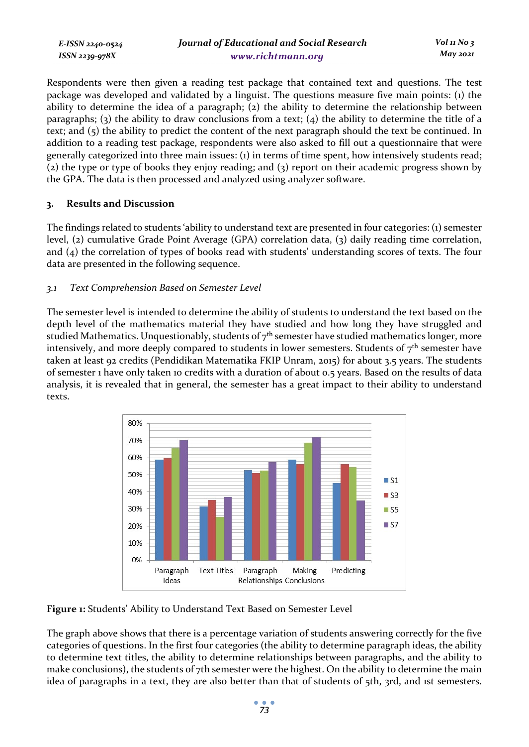Respondents were then given a reading test package that contained text and questions. The test package was developed and validated by a linguist. The questions measure five main points: (1) the ability to determine the idea of a paragraph; (2) the ability to determine the relationship between paragraphs; (3) the ability to draw conclusions from a text; (4) the ability to determine the title of a text; and (5) the ability to predict the content of the next paragraph should the text be continued. In addition to a reading test package, respondents were also asked to fill out a questionnaire that were generally categorized into three main issues: (1) in terms of time spent, how intensively students read; (2) the type or type of books they enjoy reading; and (3) report on their academic progress shown by the GPA. The data is then processed and analyzed using analyzer software.

## 3. Results and Discussion

The findings related to students 'ability to understand text are presented in four categories: (1) semester level, (2) cumulative Grade Point Average (GPA) correlation data, (3) daily reading time correlation, and (4) the correlation of types of books read with students' understanding scores of texts. The four data are presented in the following sequence.

### *3.1 Text Comprehension Based on Semester Level*

The semester level is intended to determine the ability of students to understand the text based on the depth level of the mathematics material they have studied and how long they have struggled and studied Mathematics. Unquestionably, students of 7th semester have studied mathematics longer, more intensively, and more deeply compared to students in lower semesters. Students of 7th semester have taken at least 92 credits (Pendidikan Matematika FKIP Unram, 2015) for about 3.5 years. The students of semester 1 have only taken 10 credits with a duration of about 0.5 years. Based on the results of data analysis, it is revealed that in general, the semester has a great impact to their ability to understand texts.

**Figure 1:** Students' Ability to Understand Text Based on Semester Level

The graph above shows that there is a percentage variation of students answering correctly for the five categories of questions. In the first four categories (the ability to determine paragraph ideas, the ability to determine text titles, the ability to determine relationships between paragraphs, and the ability to make conclusions), the students of 7th semester were the highest. On the ability to determine the main idea of paragraphs in a text, they are also better than that of students of 5th, 3rd, and 1st semesters.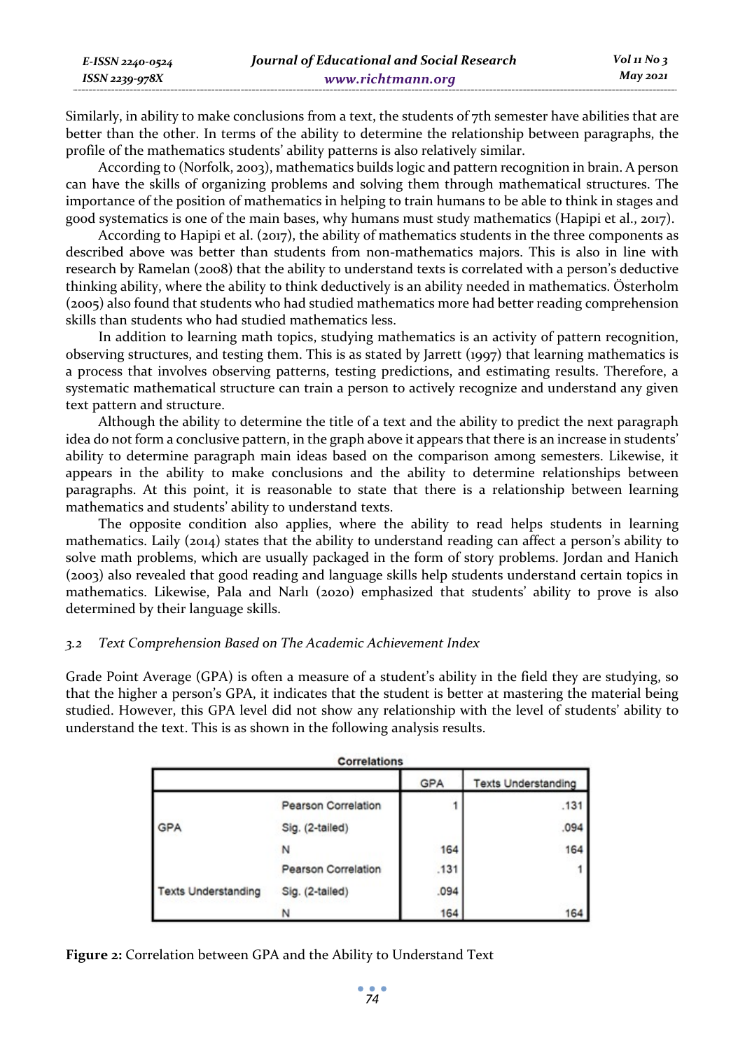Similarly, in ability to make conclusions from a text, the students of 7th semester have abilities that are better than the other. In terms of the ability to determine the relationship between paragraphs, the profile of the mathematics students' ability patterns is also relatively similar.

According to (Norfolk, 2003), mathematics builds logic and pattern recognition in brain. A person can have the skills of organizing problems and solving them through mathematical structures. The importance of the position of mathematics in helping to train humans to be able to think in stages and good systematics is one of the main bases, why humans must study mathematics (Hapipi et al., 2017).

According to Hapipi et al. (2017), the ability of mathematics students in the three components as described above was better than students from non-mathematics majors. This is also in line with research by Ramelan (2008) that the ability to understand texts is correlated with a person's deductive thinking ability, where the ability to think deductively is an ability needed in mathematics. Österholm (2005) also found that students who had studied mathematics more had better reading comprehension skills than students who had studied mathematics less.

In addition to learning math topics, studying mathematics is an activity of pattern recognition, observing structures, and testing them. This is as stated by Jarrett (1997) that learning mathematics is a process that involves observing patterns, testing predictions, and estimating results. Therefore, a systematic mathematical structure can train a person to actively recognize and understand any given text pattern and structure.

Although the ability to determine the title of a text and the ability to predict the next paragraph idea do not form a conclusive pattern, in the graph above it appears that there is an increase in students' ability to determine paragraph main ideas based on the comparison among semesters. Likewise, it appears in the ability to make conclusions and the ability to determine relationships between paragraphs. At this point, it is reasonable to state that there is a relationship between learning mathematics and students' ability to understand texts.

The opposite condition also applies, where the ability to read helps students in learning mathematics. Laily (2014) states that the ability to understand reading can affect a person's ability to solve math problems, which are usually packaged in the form of story problems. Jordan and Hanich (2003) also revealed that good reading and language skills help students understand certain topics in mathematics. Likewise, Pala and Narlı (2020) emphasized that students' ability to prove is also determined by their language skills.

### *3.2 Text Comprehension Based on The Academic Achievement Index*

Grade Point Average (GPA) is often a measure of a student's ability in the field they are studying, so that the higher a person's GPA, it indicates that the student is better at mastering the material being studied. However, this GPA level did not show any relationship with the level of students' ability to understand the text. This is as shown in the following analysis results.

**Correlations**

| | | GPA | Texts Understanding |
|---|---|---|---|
| GPA | Pearson Correlation | 1 | .131 |
| | Sig. (2-tailed) | | .094 |
| | N | 164 | 164 |
| Texts Understanding | Pearson Correlation | .131 | 1 |
| | Sig. (2-tailed) | .094 | |
| | N | 164 | 164 |

**Figure 2:** Correlation between GPA and the Ability to Understand Text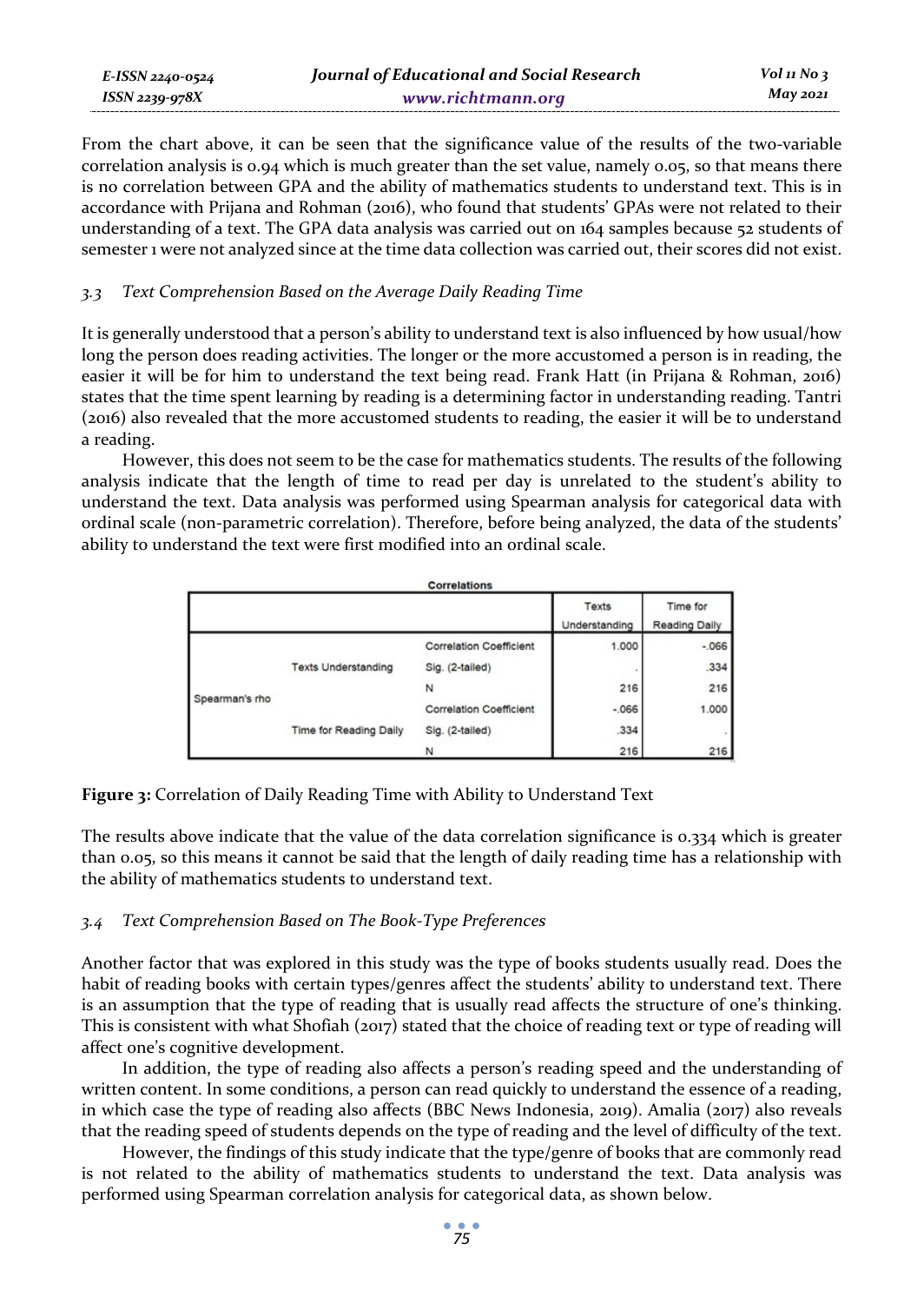From the chart above, it can be seen that the significance value of the results of the two-variable correlation analysis is 0.94 which is much greater than the set value, namely 0.05, so that means there is no correlation between GPA and the ability of mathematics students to understand text. This is in accordance with Prijana and Rohman (2016), who found that students' GPAs were not related to their understanding of a text. The GPA data analysis was carried out on 164 samples because 52 students of semester 1 were not analyzed since at the time data collection was carried out, their scores did not exist.

### *3.3 Text Comprehension Based on the Average Daily Reading Time*

It is generally understood that a person's ability to understand text is also influenced by how usual/how long the person does reading activities. The longer or the more accustomed a person is in reading, the easier it will be for him to understand the text being read. Frank Hatt (in Prijana & Rohman, 2016) states that the time spent learning by reading is a determining factor in understanding reading. Tantri (2016) also revealed that the more accustomed students to reading, the easier it will be to understand a reading.

However, this does not seem to be the case for mathematics students. The results of the following analysis indicate that the length of time to read per day is unrelated to the student's ability to understand the text. Data analysis was performed using Spearman analysis for categorical data with ordinal scale (non-parametric correlation). Therefore, before being analyzed, the data of the students' ability to understand the text were first modified into an ordinal scale.

**Correlations**

| | | | Texts Understanding | Time for Reading Daily |
|---|---|---|---|---|
| Spearman's rho | Texts Understanding | Correlation Coefficient | 1.000 | -.066 |
| | | Sig. (2-tailed) | . | .334 |
| | | N | 216 | 216 |
| | Time for Reading Daily | Correlation Coefficient | -.066 | 1.000 |
| | | Sig. (2-tailed) | .334 | . |
| | | N | 216 | 216 |

**Figure 3:** Correlation of Daily Reading Time with Ability to Understand Text

The results above indicate that the value of the data correlation significance is 0.334 which is greater than 0.05, so this means it cannot be said that the length of daily reading time has a relationship with the ability of mathematics students to understand text.

### *3.4 Text Comprehension Based on The Book-Type Preferences*

Another factor that was explored in this study was the type of books students usually read. Does the habit of reading books with certain types/genres affect the students' ability to understand text. There is an assumption that the type of reading that is usually read affects the structure of one's thinking. This is consistent with what Shofiah (2017) stated that the choice of reading text or type of reading will affect one's cognitive development.

In addition, the type of reading also affects a person's reading speed and the understanding of written content. In some conditions, a person can read quickly to understand the essence of a reading, in which case the type of reading also affects (BBC News Indonesia, 2019). Amalia (2017) also reveals that the reading speed of students depends on the type of reading and the level of difficulty of the text.

However, the findings of this study indicate that the type/genre of books that are commonly read is not related to the ability of mathematics students to understand the text. Data analysis was performed using Spearman correlation analysis for categorical data, as shown below.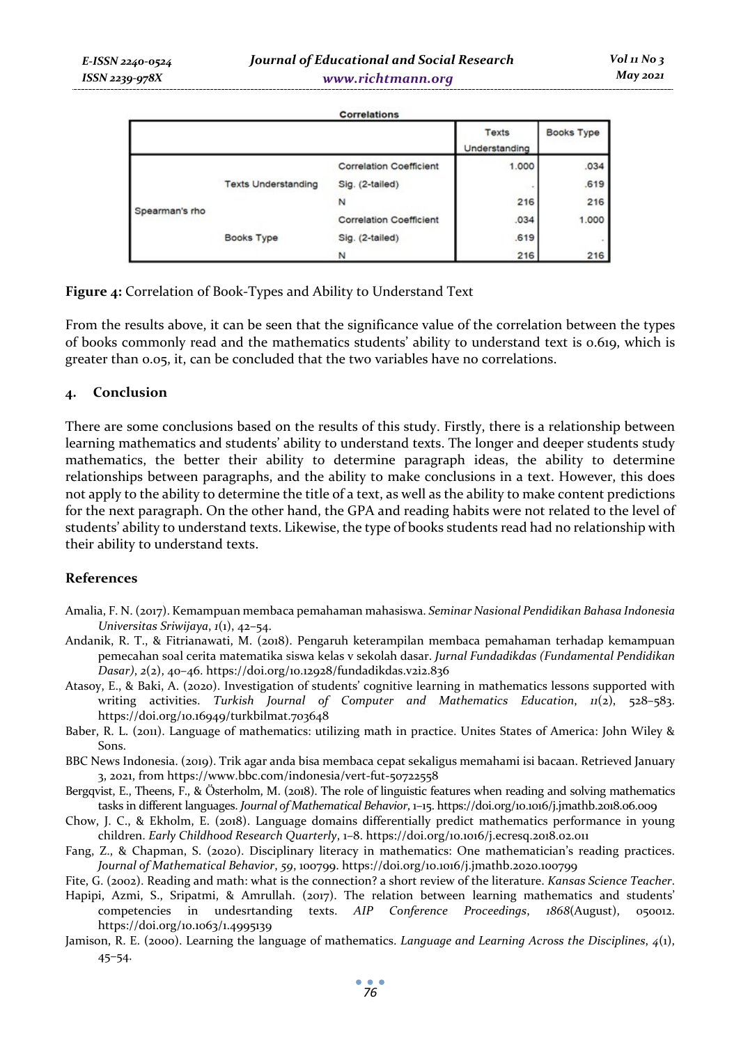**Correlations**

| | | | Texts Understanding | Books Type |
|---|---|---|---|---|
| Spearman's rho | Texts Understanding | Correlation Coefficient | 1.000 | .034 |
| | | Sig. (2-tailed) | . | .619 |
| | | N | 216 | 216 |
| | Books Type | Correlation Coefficient | .034 | 1.000 |
| | | Sig. (2-tailed) | .619 | . |
| | | N | 216 | 216 |

**Figure 4:** Correlation of Book-Types and Ability to Understand Text

From the results above, it can be seen that the significance value of the correlation between the types of books commonly read and the mathematics students' ability to understand text is 0.619, which is greater than 0.05, it, can be concluded that the two variables have no correlations.

## 4. Conclusion

There are some conclusions based on the results of this study. Firstly, there is a relationship between learning mathematics and students' ability to understand texts. The longer and deeper students study mathematics, the better their ability to determine paragraph ideas, the ability to determine relationships between paragraphs, and the ability to make conclusions in a text. However, this does not apply to the ability to determine the title of a text, as well as the ability to make content predictions for the next paragraph. On the other hand, the GPA and reading habits were not related to the level of students' ability to understand texts. Likewise, the type of books students read had no relationship with their ability to understand texts.

## References

Amalia, F. N. (2017). Kemampuan membaca pemahaman mahasiswa. *Seminar Nasional Pendidikan Bahasa Indonesia Universitas Sriwijaya*, *1*(1), 42–54.

Andanik, R. T., & Fitrianawati, M. (2018). Pengaruh keterampilan membaca pemahaman terhadap kemampuan pemecahan soal cerita matematika siswa kelas v sekolah dasar. *Jurnal Fundadikdas (Fundamental Pendidikan Dasar)*, *2*(2), 40–46. https://doi.org/10.12928/fundadikdas.v2i2.836

Atasoy, E., & Baki, A. (2020). Investigation of students' cognitive learning in mathematics lessons supported with writing activities. *Turkish Journal of Computer and Mathematics Education*, *11*(2), 528–583. https://doi.org/10.16949/turkbilmat.703648

Baber, R. L. (2011). Language of mathematics: utilizing math in practice. Unites States of America: John Wiley & Sons.

BBC News Indonesia. (2019). Trik agar anda bisa membaca cepat sekaligus memahami isi bacaan. Retrieved January 3, 2021, from https://www.bbc.com/indonesia/vert-fut-50722558

Bergqvist, E., Theens, F., & Österholm, M. (2018). The role of linguistic features when reading and solving mathematics tasks in different languages. *Journal of Mathematical Behavior*, 1–15. https://doi.org/10.1016/j.jmathb.2018.06.009

Chow, J. C., & Ekholm, E. (2018). Language domains differentially predict mathematics performance in young children. *Early Childhood Research Quarterly*, 1–8. https://doi.org/10.1016/j.ecresq.2018.02.011

Fang, Z., & Chapman, S. (2020). Disciplinary literacy in mathematics: One mathematician's reading practices. *Journal of Mathematical Behavior*, *59*, 100799. https://doi.org/10.1016/j.jmathb.2020.100799

Fite, G. (2002). Reading and math: what is the connection? a short review of the literature. *Kansas Science Teacher*.

Hapipi, Azmi, S., Sripatmi, & Amrullah. (2017). The relation between learning mathematics and students' competencies in undesrtanding texts. *AIP Conference Proceedings*, *1868*(August), 050012. https://doi.org/10.1063/1.4995139

Jamison, R. E. (2000). Learning the language of mathematics. *Language and Learning Across the Disciplines*, *4*(1), 45–54.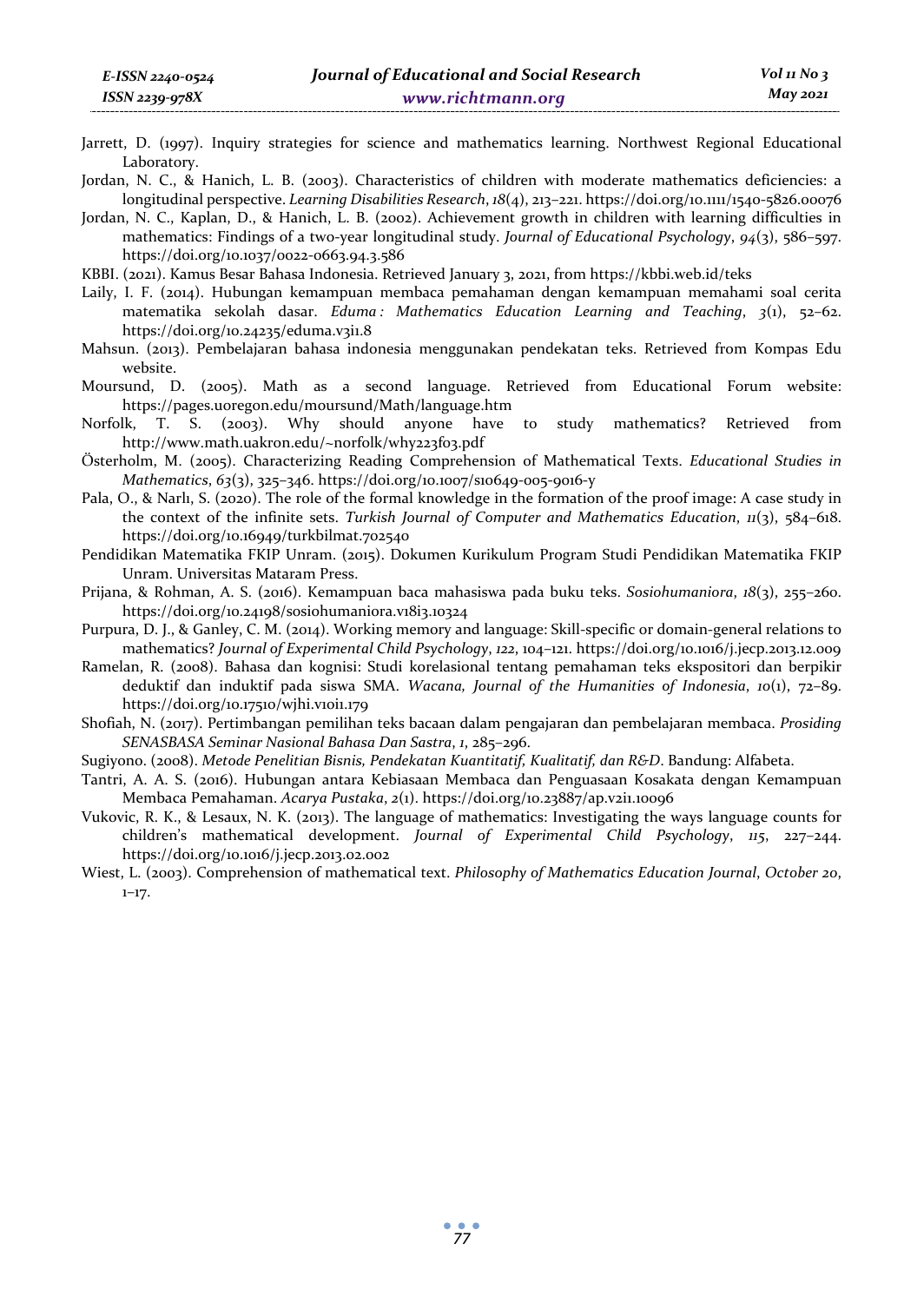Jarrett, D. (1997). Inquiry strategies for science and mathematics learning. Northwest Regional Educational Laboratory.

Jordan, N. C., & Hanich, L. B. (2003). Characteristics of children with moderate mathematics deficiencies: a longitudinal perspective. *Learning Disabilities Research*, *18*(4), 213–221. https://doi.org/10.1111/1540-5826.00076

Jordan, N. C., Kaplan, D., & Hanich, L. B. (2002). Achievement growth in children with learning difficulties in mathematics: Findings of a two-year longitudinal study. *Journal of Educational Psychology*, *94*(3), 586–597. https://doi.org/10.1037/0022-0663.94.3.586

KBBI. (2021). Kamus Besar Bahasa Indonesia. Retrieved January 3, 2021, from https://kbbi.web.id/teks

Laily, I. F. (2014). Hubungan kemampuan membaca pemahaman dengan kemampuan memahami soal cerita matematika sekolah dasar. *Eduma : Mathematics Education Learning and Teaching*, *3*(1), 52–62. https://doi.org/10.24235/eduma.v3i1.8

Mahsun. (2013). Pembelajaran bahasa indonesia menggunakan pendekatan teks. Retrieved from Kompas Edu website.

Moursund, D. (2005). Math as a second language. Retrieved from Educational Forum website: https://pages.uoregon.edu/moursund/Math/language.htm

Norfolk, T. S. (2003). Why should anyone have to study mathematics? Retrieved from http://www.math.uakron.edu/~norfolk/why223f03.pdf

Österholm, M. (2005). Characterizing Reading Comprehension of Mathematical Texts. *Educational Studies in Mathematics*, *63*(3), 325–346. https://doi.org/10.1007/s10649-005-9016-y

Pala, O., & Narlı, S. (2020). The role of the formal knowledge in the formation of the proof image: A case study in the context of the infinite sets. *Turkish Journal of Computer and Mathematics Education*, *11*(3), 584–618. https://doi.org/10.16949/turkbilmat.702540

Pendidikan Matematika FKIP Unram. (2015). Dokumen Kurikulum Program Studi Pendidikan Matematika FKIP Unram. Universitas Mataram Press.

Prijana, & Rohman, A. S. (2016). Kemampuan baca mahasiswa pada buku teks. *Sosiohumaniora*, *18*(3), 255–260. https://doi.org/10.24198/sosiohumaniora.v18i3.10324

Purpura, D. J., & Ganley, C. M. (2014). Working memory and language: Skill-specific or domain-general relations to mathematics? *Journal of Experimental Child Psychology*, *122*, 104–121. https://doi.org/10.1016/j.jecp.2013.12.009

Ramelan, R. (2008). Bahasa dan kognisi: Studi korelasional tentang pemahaman teks ekspositori dan berpikir deduktif dan induktif pada siswa SMA. *Wacana, Journal of the Humanities of Indonesia*, *10*(1), 72–89. https://doi.org/10.17510/wjhi.v10i1.179

Shofiah, N. (2017). Pertimbangan pemilihan teks bacaan dalam pengajaran dan pembelajaran membaca. *Prosiding SENASBASA Seminar Nasional Bahasa Dan Sastra*, *1*, 285–296.

Sugiyono. (2008). *Metode Penelitian Bisnis, Pendekatan Kuantitatif, Kualitatif, dan R&D*. Bandung: Alfabeta.

Tantri, A. A. S. (2016). Hubungan antara Kebiasaan Membaca dan Penguasaan Kosakata dengan Kemampuan Membaca Pemahaman. *Acarya Pustaka*, *2*(1). https://doi.org/10.23887/ap.v2i1.10096

Vukovic, R. K., & Lesaux, N. K. (2013). The language of mathematics: Investigating the ways language counts for children's mathematical development. *Journal of Experimental Child Psychology*, *115*, 227–244. https://doi.org/10.1016/j.jecp.2013.02.002

Wiest, L. (2003). Comprehension of mathematical text. *Philosophy of Mathematics Education Journal*, *October 20*, 1–17.